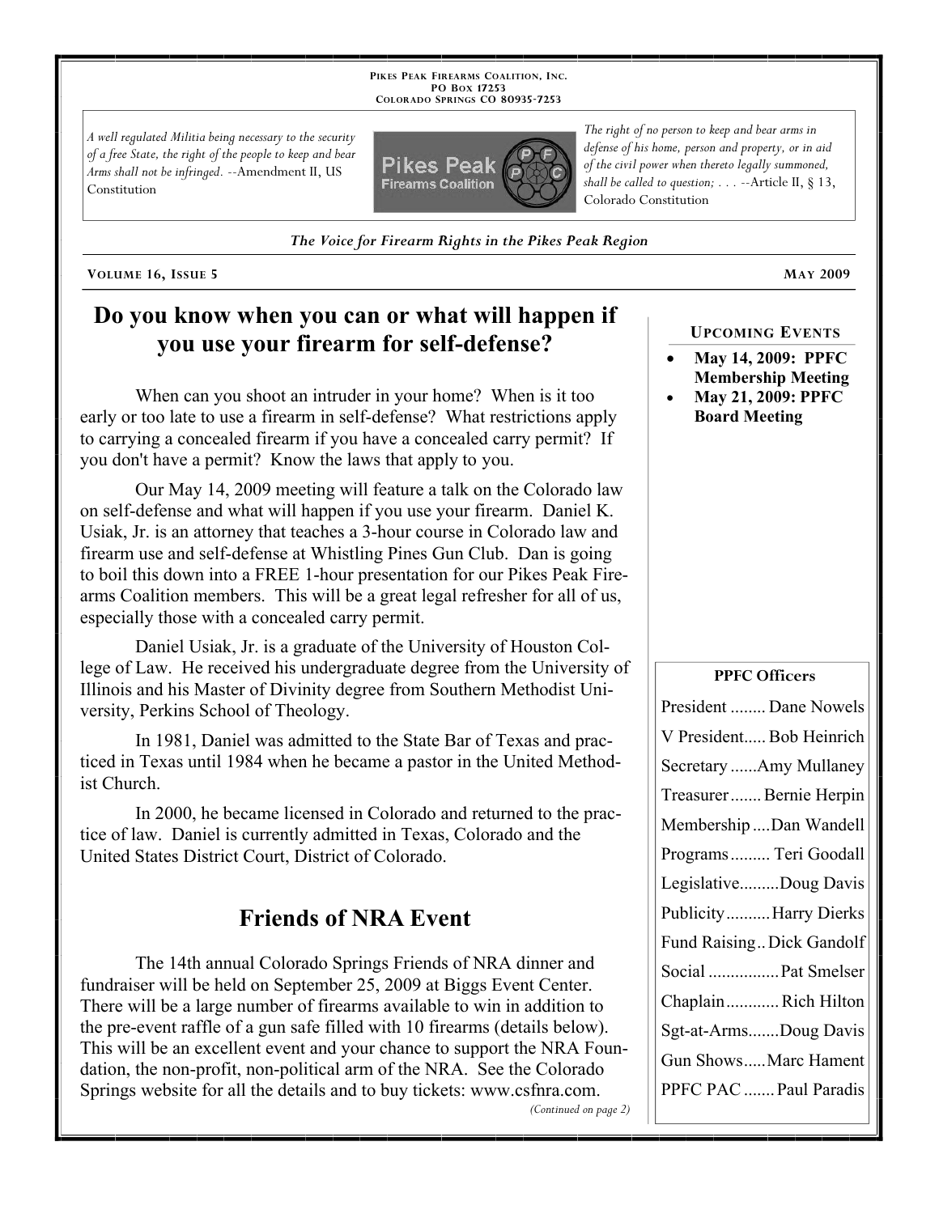PIKES PEAK FIREARMS COALITION, INC.
PO BOX 17253
COLORADO SPRINGS CO 80935-7253

*A well regulated Militia being necessary to the security of a free State, the right of the people to keep and bear Arms shall not be infringed.* --Amendment II, US Constitution

*The right of no person to keep and bear arms in defense of his home, person and property, or in aid of the civil power when thereto legally summoned, shall be called to question; . . .* --Article II, § 13, Colorado Constitution

***The Voice for Firearm Rights in the Pikes Peak Region***

VOLUME 16, ISSUE 5 — MAY 2009

## Do you know when you can or what will happen if you use your firearm for self-defense?

When can you shoot an intruder in your home? When is it too early or too late to use a firearm in self-defense? What restrictions apply to carrying a concealed firearm if you have a concealed carry permit? If you don't have a permit? Know the laws that apply to you.

Our May 14, 2009 meeting will feature a talk on the Colorado law on self-defense and what will happen if you use your firearm. Daniel K. Usiak, Jr. is an attorney that teaches a 3-hour course in Colorado law and firearm use and self-defense at Whistling Pines Gun Club. Dan is going to boil this down into a FREE 1-hour presentation for our Pikes Peak Firearms Coalition members. This will be a great legal refresher for all of us, especially those with a concealed carry permit.

Daniel Usiak, Jr. is a graduate of the University of Houston College of Law. He received his undergraduate degree from the University of Illinois and his Master of Divinity degree from Southern Methodist University, Perkins School of Theology.

In 1981, Daniel was admitted to the State Bar of Texas and practiced in Texas until 1984 when he became a pastor in the United Methodist Church.

In 2000, he became licensed in Colorado and returned to the practice of law. Daniel is currently admitted in Texas, Colorado and the United States District Court, District of Colorado.

## Friends of NRA Event

The 14th annual Colorado Springs Friends of NRA dinner and fundraiser will be held on September 25, 2009 at Biggs Event Center. There will be a large number of firearms available to win in addition to the pre-event raffle of a gun safe filled with 10 firearms (details below). This will be an excellent event and your chance to support the NRA Foundation, the non-profit, non-political arm of the NRA. See the Colorado Springs website for all the details and to buy tickets: www.csfnra.com.

*(Continued on page 2)*

### UPCOMING EVENTS

- **May 14, 2009: PPFC Membership Meeting**
- **May 21, 2009: PPFC Board Meeting**

### PPFC Officers

| Office | Name |
|---|---|
| President | Dane Nowels |
| V President | Bob Heinrich |
| Secretary | Amy Mullaney |
| Treasurer | Bernie Herpin |
| Membership | Dan Wandell |
| Programs | Teri Goodall |
| Legislative | Doug Davis |
| Publicity | Harry Dierks |
| Fund Raising | Dick Gandolf |
| Social | Pat Smelser |
| Chaplain | Rich Hilton |
| Sgt-at-Arms | Doug Davis |
| Gun Shows | Marc Hament |
| PPFC PAC | Paul Paradis |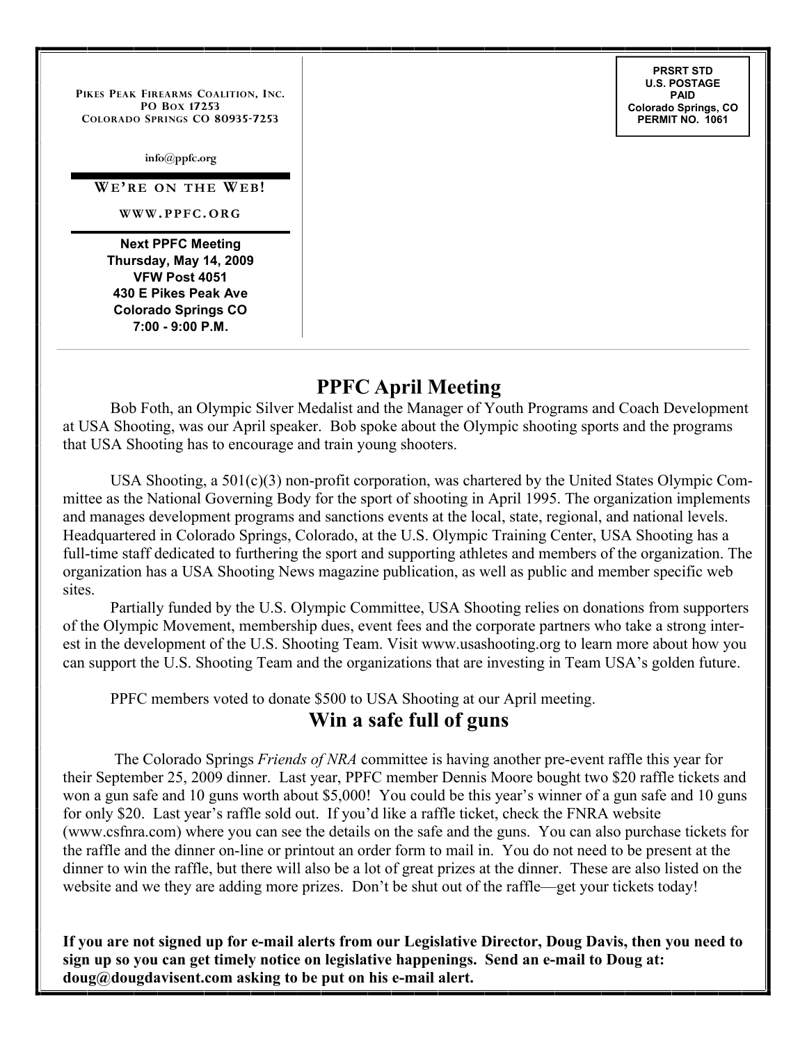PIKES PEAK FIREARMS COALITION, INC.
PO BOX 17253
COLORADO SPRINGS CO 80935-7253

info@ppfc.org

**WE'RE ON THE WEB!**

**WWW.PPFC.ORG**

**Next PPFC Meeting**
**Thursday, May 14, 2009**
**VFW Post 4051**
**430 E Pikes Peak Ave**
**Colorado Springs CO**
**7:00 - 9:00 P.M.**

PRSRT STD
U.S. POSTAGE
PAID
Colorado Springs, CO
PERMIT NO. 1061

## PPFC April Meeting

Bob Foth, an Olympic Silver Medalist and the Manager of Youth Programs and Coach Development at USA Shooting, was our April speaker. Bob spoke about the Olympic shooting sports and the programs that USA Shooting has to encourage and train young shooters.

USA Shooting, a 501(c)(3) non-profit corporation, was chartered by the United States Olympic Committee as the National Governing Body for the sport of shooting in April 1995. The organization implements and manages development programs and sanctions events at the local, state, regional, and national levels. Headquartered in Colorado Springs, Colorado, at the U.S. Olympic Training Center, USA Shooting has a full-time staff dedicated to furthering the sport and supporting athletes and members of the organization. The organization has a USA Shooting News magazine publication, as well as public and member specific web sites.

Partially funded by the U.S. Olympic Committee, USA Shooting relies on donations from supporters of the Olympic Movement, membership dues, event fees and the corporate partners who take a strong interest in the development of the U.S. Shooting Team. Visit www.usashooting.org to learn more about how you can support the U.S. Shooting Team and the organizations that are investing in Team USA's golden future.

PPFC members voted to donate $500 to USA Shooting at our April meeting.

## Win a safe full of guns

The Colorado Springs *Friends of NRA* committee is having another pre-event raffle this year for their September 25, 2009 dinner. Last year, PPFC member Dennis Moore bought two $20 raffle tickets and won a gun safe and 10 guns worth about $5,000! You could be this year's winner of a gun safe and 10 guns for only $20. Last year's raffle sold out. If you'd like a raffle ticket, check the FNRA website (www.csfnra.com) where you can see the details on the safe and the guns. You can also purchase tickets for the raffle and the dinner on-line or printout an order form to mail in. You do not need to be present at the dinner to win the raffle, but there will also be a lot of great prizes at the dinner. These are also listed on the website and we they are adding more prizes. Don't be shut out of the raffle—get your tickets today!

**If you are not signed up for e-mail alerts from our Legislative Director, Doug Davis, then you need to sign up so you can get timely notice on legislative happenings. Send an e-mail to Doug at: doug@dougdavisent.com asking to be put on his e-mail alert.**